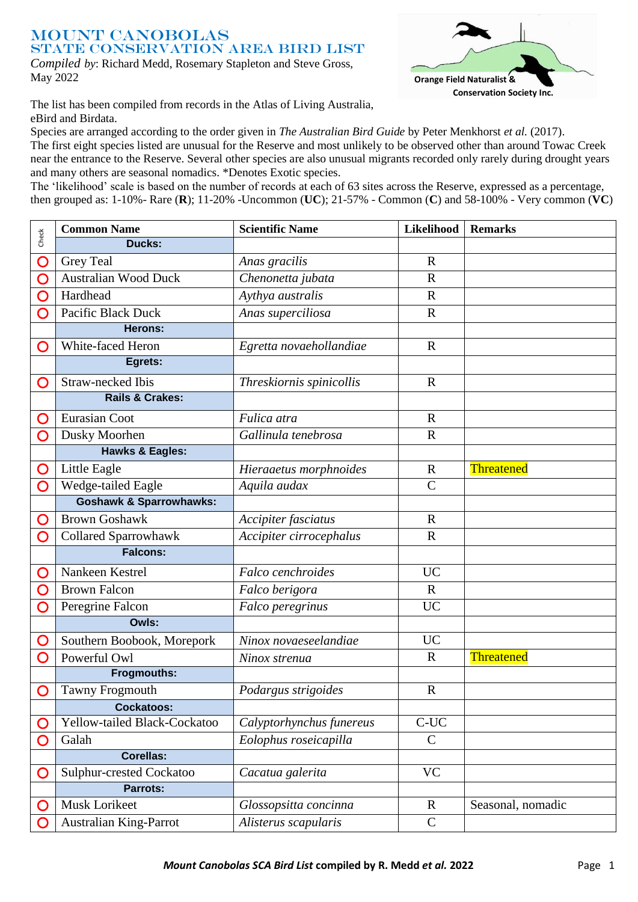# MOUNT CANOBOLAS
## STATE CONSERVATION AREA BIRD LIST

*Compiled by*: Richard Medd, Rosemary Stapleton and Steve Gross, May 2022

Orange Field Naturalist & Conservation Society Inc.

The list has been compiled from records in the Atlas of Living Australia, eBird and Birdata.
Species are arranged according to the order given in *The Australian Bird Guide* by Peter Menkhorst *et al.* (2017).
The first eight species listed are unusual for the Reserve and most unlikely to be observed other than around Towac Creek near the entrance to the Reserve. Several other species are also unusual migrants recorded only rarely during drought years and many others are seasonal nomadics. *Denotes Exotic species.
The 'likelihood' scale is based on the number of records at each of 63 sites across the Reserve, expressed as a percentage, then grouped as: 1-10%- Rare (**R**); 11-20% -Uncommon (**UC**); 21-57% - Common (**C**) and 58-100% - Very common (**VC**)

| Check | Common Name | Scientific Name | Likelihood | Remarks |
|---|---|---|---|---|
| | **Ducks:** | | | |
| ○ | Grey Teal | *Anas gracilis* | R | |
| ○ | Australian Wood Duck | *Chenonetta jubata* | R | |
| ○ | Hardhead | *Aythya australis* | R | |
| ○ | Pacific Black Duck | *Anas superciliosa* | R | |
| | **Herons:** | | | |
| ○ | White-faced Heron | *Egretta novaehollandiae* | R | |
| | **Egrets:** | | | |
| ○ | Straw-necked Ibis | *Threskiornis spinicollis* | R | |
| | **Rails & Crakes:** | | | |
| ○ | Eurasian Coot | *Fulica atra* | R | |
| ○ | Dusky Moorhen | *Gallinula tenebrosa* | R | |
| | **Hawks & Eagles:** | | | |
| ○ | Little Eagle | *Hieraaetus morphnoides* | R | Threatened |
| ○ | Wedge-tailed Eagle | *Aquila audax* | C | |
| | **Goshawk & Sparrowhawks:** | | | |
| ○ | Brown Goshawk | *Accipiter fasciatus* | R | |
| ○ | Collared Sparrowhawk | *Accipiter cirrocephalus* | R | |
| | **Falcons:** | | | |
| ○ | Nankeen Kestrel | *Falco cenchroides* | UC | |
| ○ | Brown Falcon | *Falco berigora* | R | |
| ○ | Peregrine Falcon | *Falco peregrinus* | UC | |
| | **Owls:** | | | |
| ○ | Southern Boobook, Morepork | *Ninox novaeseelandiae* | UC | |
| ○ | Powerful Owl | *Ninox strenua* | R | Threatened |
| | **Frogmouths:** | | | |
| ○ | Tawny Frogmouth | *Podargus strigoides* | R | |
| | **Cockatoos:** | | | |
| ○ | Yellow-tailed Black-Cockatoo | *Calyptorhynchus funereus* | C-UC | |
| ○ | Galah | *Eolophus roseicapilla* | C | |
| | **Corellas:** | | | |
| ○ | Sulphur-crested Cockatoo | *Cacatua galerita* | VC | |
| | **Parrots:** | | | |
| ○ | Musk Lorikeet | *Glossopsitta concinna* | R | Seasonal, nomadic |
| ○ | Australian King-Parrot | *Alisterus scapularis* | C | |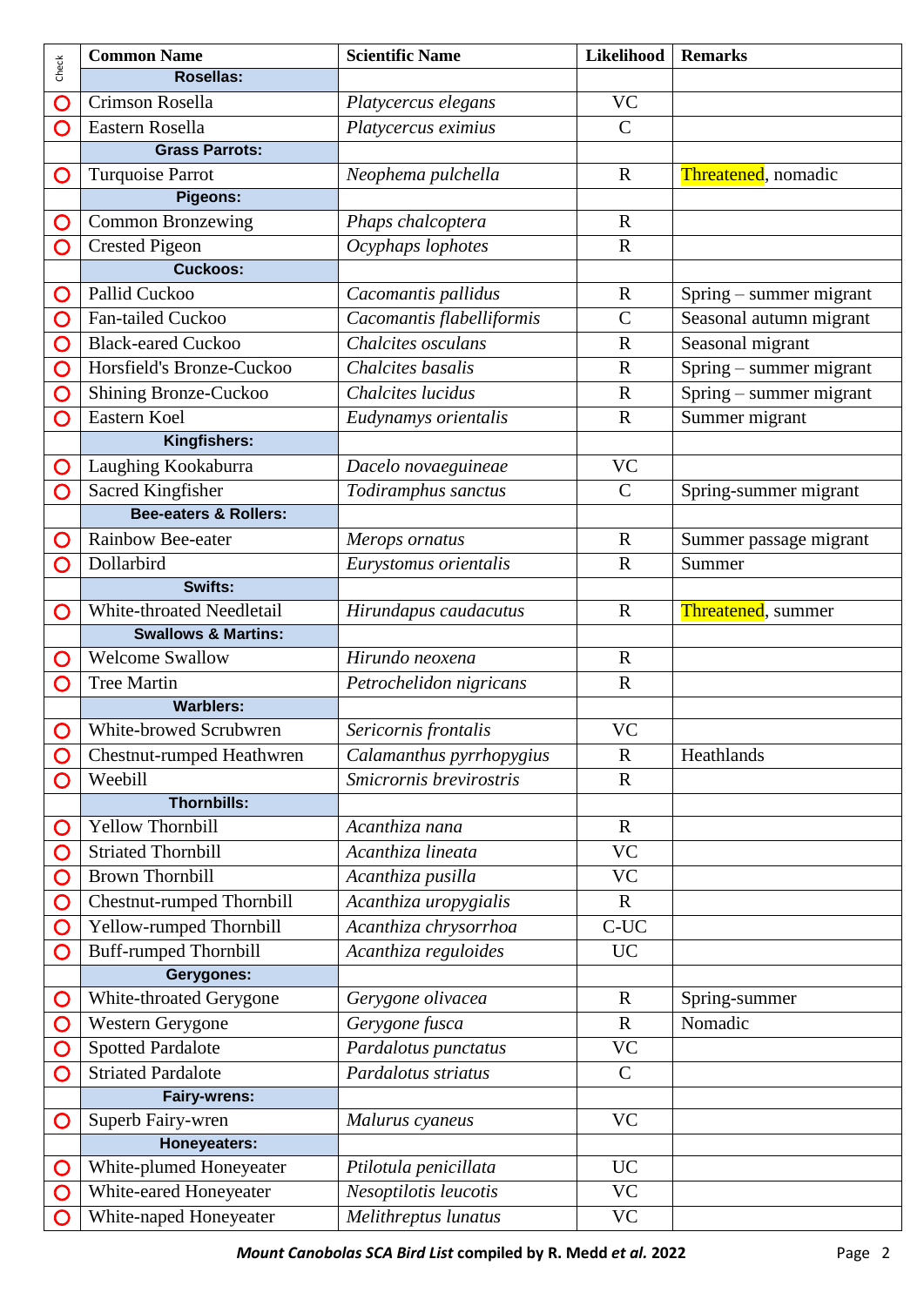| Check | Common Name | Scientific Name | Likelihood | Remarks |
|---|---|---|---|---|
| | **Rosellas:** | | | |
| ○ | Crimson Rosella | *Platycercus elegans* | VC | |
| ○ | Eastern Rosella | *Platycercus eximius* | C | |
| | **Grass Parrots:** | | | |
| ○ | Turquoise Parrot | *Neophema pulchella* | R | Threatened, nomadic |
| | **Pigeons:** | | | |
| ○ | Common Bronzewing | *Phaps chalcoptera* | R | |
| ○ | Crested Pigeon | *Ocyphaps lophotes* | R | |
| | **Cuckoos:** | | | |
| ○ | Pallid Cuckoo | *Cacomantis pallidus* | R | Spring – summer migrant |
| ○ | Fan-tailed Cuckoo | *Cacomantis flabelliformis* | C | Seasonal autumn migrant |
| ○ | Black-eared Cuckoo | *Chalcites osculans* | R | Seasonal migrant |
| ○ | Horsfield's Bronze-Cuckoo | *Chalcites basalis* | R | Spring – summer migrant |
| ○ | Shining Bronze-Cuckoo | *Chalcites lucidus* | R | Spring – summer migrant |
| ○ | Eastern Koel | *Eudynamys orientalis* | R | Summer migrant |
| | **Kingfishers:** | | | |
| ○ | Laughing Kookaburra | *Dacelo novaeguineae* | VC | |
| ○ | Sacred Kingfisher | *Todiramphus sanctus* | C | Spring-summer migrant |
| | **Bee-eaters & Rollers:** | | | |
| ○ | Rainbow Bee-eater | *Merops ornatus* | R | Summer passage migrant |
| ○ | Dollarbird | *Eurystomus orientalis* | R | Summer |
| | **Swifts:** | | | |
| ○ | White-throated Needletail | *Hirundapus caudacutus* | R | Threatened, summer |
| | **Swallows & Martins:** | | | |
| ○ | Welcome Swallow | *Hirundo neoxena* | R | |
| ○ | Tree Martin | *Petrochelidon nigricans* | R | |
| | **Warblers:** | | | |
| ○ | White-browed Scrubwren | *Sericornis frontalis* | VC | |
| ○ | Chestnut-rumped Heathwren | *Calamanthus pyrrhopygius* | R | Heathlands |
| ○ | Weebill | *Smicrornis brevirostris* | R | |
| | **Thornbills:** | | | |
| ○ | Yellow Thornbill | *Acanthiza nana* | R | |
| ○ | Striated Thornbill | *Acanthiza lineata* | VC | |
| ○ | Brown Thornbill | *Acanthiza pusilla* | VC | |
| ○ | Chestnut-rumped Thornbill | *Acanthiza uropygialis* | R | |
| ○ | Yellow-rumped Thornbill | *Acanthiza chrysorrhoa* | C-UC | |
| ○ | Buff-rumped Thornbill | *Acanthiza reguloides* | UC | |
| | **Gerygones:** | | | |
| ○ | White-throated Gerygone | *Gerygone olivacea* | R | Spring-summer |
| ○ | Western Gerygone | *Gerygone fusca* | R | Nomadic |
| ○ | Spotted Pardalote | *Pardalotus punctatus* | VC | |
| ○ | Striated Pardalote | *Pardalotus striatus* | C | |
| | **Fairy-wrens:** | | | |
| ○ | Superb Fairy-wren | *Malurus cyaneus* | VC | |
| | **Honeyeaters:** | | | |
| ○ | White-plumed Honeyeater | *Ptilotula penicillata* | UC | |
| ○ | White-eared Honeyeater | *Nesoptilotis leucotis* | VC | |
| ○ | White-naped Honeyeater | *Melithreptus lunatus* | VC | |

***Mount Canobolas SCA Bird List*** **compiled by R. Medd *et al.* 2022**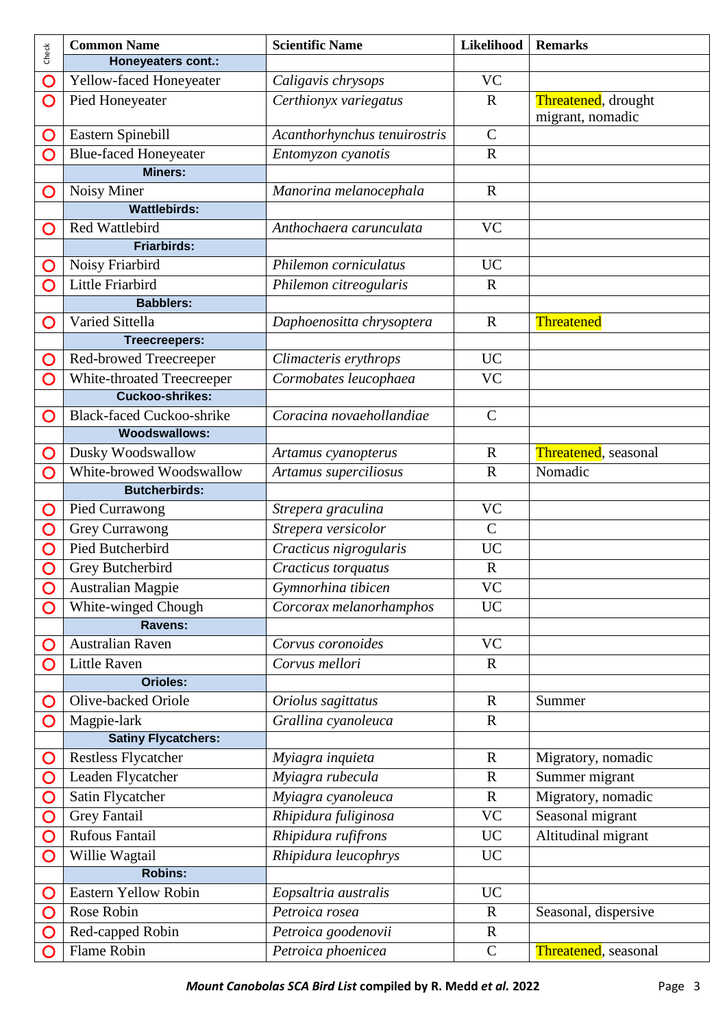| Check | Common Name | Scientific Name | Likelihood | Remarks |
|---|---|---|---|---|
| | **Honeyeaters cont.:** | | | |
| O | Yellow-faced Honeyeater | *Caligavis chrysops* | VC | |
| O | Pied Honeyeater | *Certhionyx variegatus* | R | Threatened, drought migrant, nomadic |
| O | Eastern Spinebill | *Acanthorhynchus tenuirostris* | C | |
| O | Blue-faced Honeyeater | *Entomyzon cyanotis* | R | |
| | **Miners:** | | | |
| O | Noisy Miner | *Manorina melanocephala* | R | |
| | **Wattlebirds:** | | | |
| O | Red Wattlebird | *Anthochaera carunculata* | VC | |
| | **Friarbirds:** | | | |
| O | Noisy Friarbird | *Philemon corniculatus* | UC | |
| O | Little Friarbird | *Philemon citreogularis* | R | |
| | **Babblers:** | | | |
| O | Varied Sittella | *Daphoenositta chrysoptera* | R | Threatened |
| | **Treecreepers:** | | | |
| O | Red-browed Treecreeper | *Climacteris erythrops* | UC | |
| O | White-throated Treecreeper | *Cormobates leucophaea* | VC | |
| | **Cuckoo-shrikes:** | | | |
| O | Black-faced Cuckoo-shrike | *Coracina novaehollandiae* | C | |
| | **Woodswallows:** | | | |
| O | Dusky Woodswallow | *Artamus cyanopterus* | R | Threatened, seasonal |
| O | White-browed Woodswallow | *Artamus superciliosus* | R | Nomadic |
| | **Butcherbirds:** | | | |
| O | Pied Currawong | *Strepera graculina* | VC | |
| O | Grey Currawong | *Strepera versicolor* | C | |
| O | Pied Butcherbird | *Cracticus nigrogularis* | UC | |
| O | Grey Butcherbird | *Cracticus torquatus* | R | |
| O | Australian Magpie | *Gymnorhina tibicen* | VC | |
| O | White-winged Chough | *Corcorax melanorhamphos* | UC | |
| | **Ravens:** | | | |
| O | Australian Raven | *Corvus coronoides* | VC | |
| O | Little Raven | *Corvus mellori* | R | |
| | **Orioles:** | | | |
| O | Olive-backed Oriole | *Oriolus sagittatus* | R | Summer |
| O | Magpie-lark | *Grallina cyanoleuca* | R | |
| | **Satiny Flycatchers:** | | | |
| O | Restless Flycatcher | *Myiagra inquieta* | R | Migratory, nomadic |
| O | Leaden Flycatcher | *Myiagra rubecula* | R | Summer migrant |
| O | Satin Flycatcher | *Myiagra cyanoleuca* | R | Migratory, nomadic |
| O | Grey Fantail | *Rhipidura fuliginosa* | VC | Seasonal migrant |
| O | Rufous Fantail | *Rhipidura rufifrons* | UC | Altitudinal migrant |
| O | Willie Wagtail | *Rhipidura leucophrys* | UC | |
| | **Robins:** | | | |
| O | Eastern Yellow Robin | *Eopsaltria australis* | UC | |
| O | Rose Robin | *Petroica rosea* | R | Seasonal, dispersive |
| O | Red-capped Robin | *Petroica goodenovii* | R | |
| O | Flame Robin | *Petroica phoenicea* | C | Threatened, seasonal |

***Mount Canobolas SCA Bird List* compiled by R. Medd *et al.* 2022**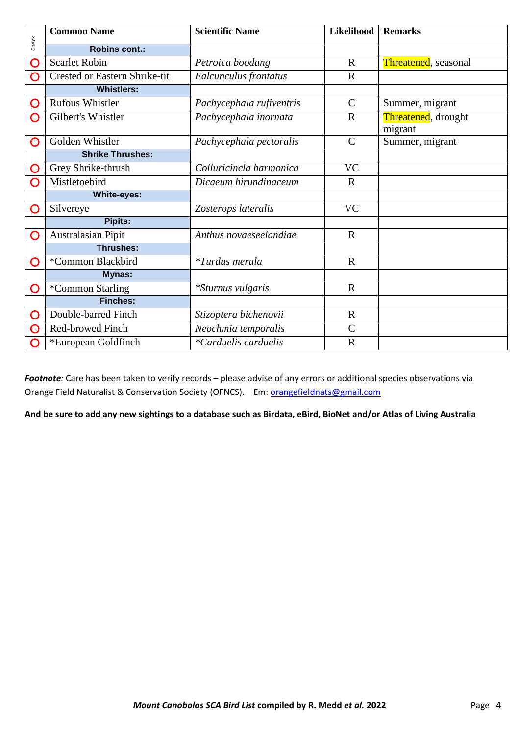| Check | Common Name | Scientific Name | Likelihood | Remarks |
|---|---|---|---|---|
| | **Robins cont.:** | | | |
| ○ | Scarlet Robin | *Petroica boodang* | R | Threatened, seasonal |
| ○ | Crested or Eastern Shrike-tit | *Falcunculus frontatus* | R | |
| | **Whistlers:** | | | |
| ○ | Rufous Whistler | *Pachycephala rufiventris* | C | Summer, migrant |
| ○ | Gilbert's Whistler | *Pachycephala inornata* | R | Threatened, drought migrant |
| ○ | Golden Whistler | *Pachycephala pectoralis* | C | Summer, migrant |
| | **Shrike Thrushes:** | | | |
| ○ | Grey Shrike-thrush | *Colluricincla harmonica* | VC | |
| ○ | Mistletoebird | *Dicaeum hirundinaceum* | R | |
| | **White-eyes:** | | | |
| ○ | Silvereye | *Zosterops lateralis* | VC | |
| | **Pipits:** | | | |
| ○ | Australasian Pipit | *Anthus novaeseelandiae* | R | |
| | **Thrushes:** | | | |
| ○ | *Common Blackbird | **Turdus merula* | R | |
| | **Mynas:** | | | |
| ○ | *Common Starling | **Sturnus vulgaris* | R | |
| | **Finches:** | | | |
| ○ | Double-barred Finch | *Stizoptera bichenovii* | R | |
| ○ | Red-browed Finch | *Neochmia temporalis* | C | |
| ○ | *European Goldfinch | **Carduelis carduelis* | R | |

***Footnote**:* Care has been taken to verify records – please advise of any errors or additional species observations via Orange Field Naturalist & Conservation Society (OFNCS). Em: orangefieldnats@gmail.com

**And be sure to add any new sightings to a database such as Birdata, eBird, BioNet and/or Atlas of Living Australia**